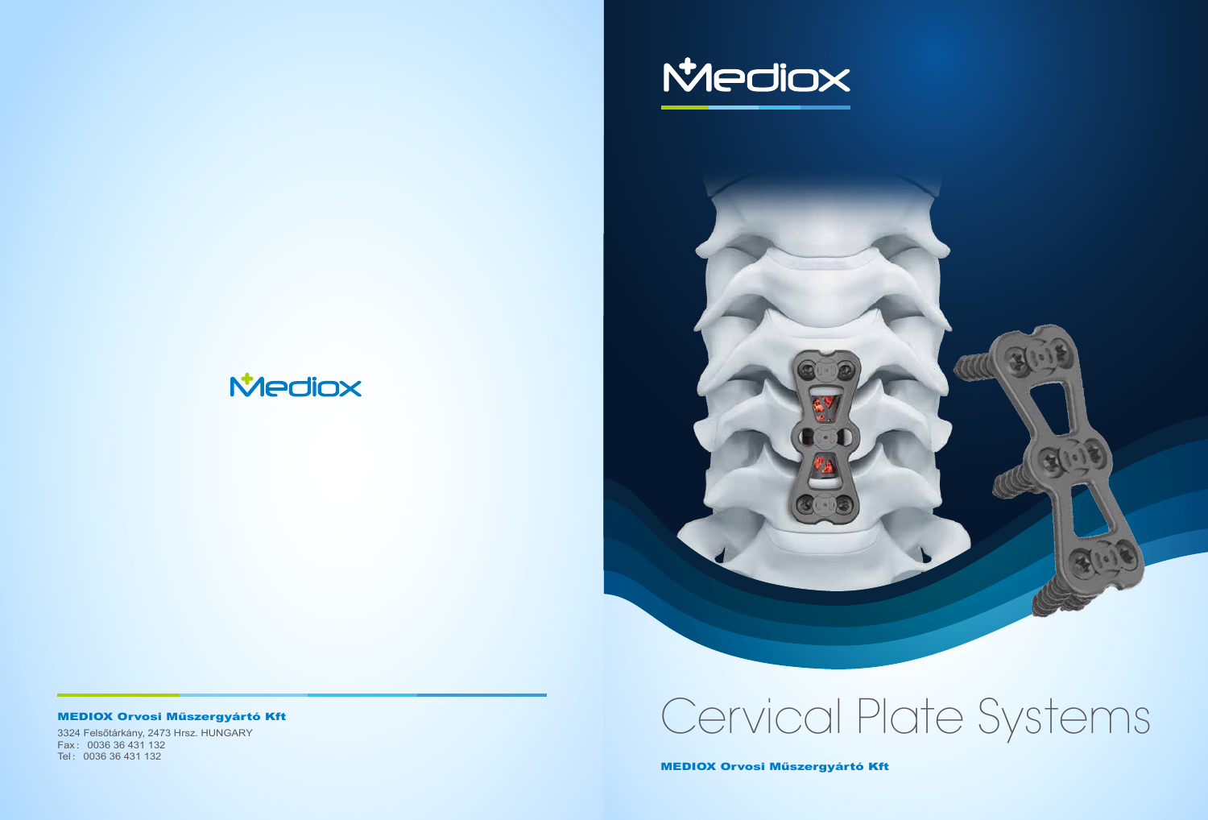Mediox

**MEDIOX Orvosi Műszergyártó Kft**

3324 Felsőtárkány, 2473 Hrsz. HUNGARY
Fax: 0036 36 431 132
Tel: 0036 36 431 132

Mediox

# Cervical Plate Systems

**MEDIOX Orvosi Műszergyártó Kft**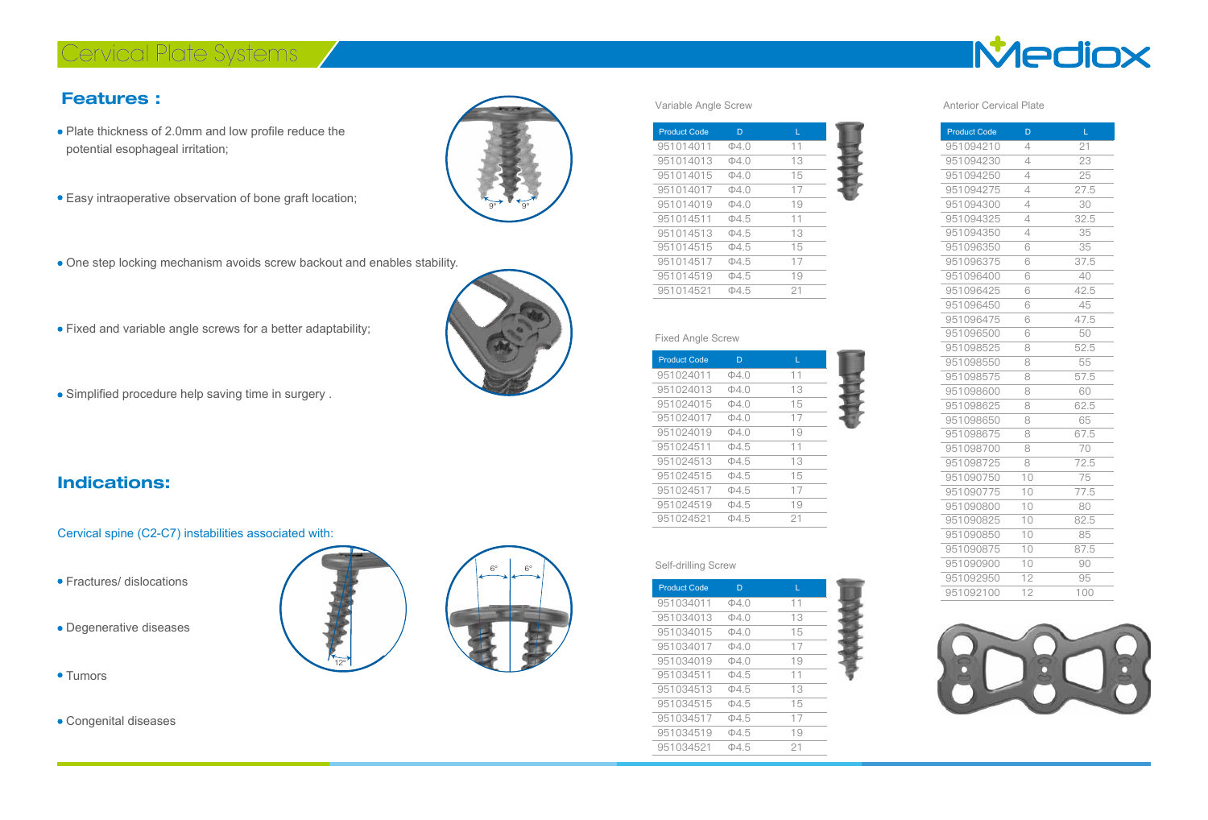# Cervical Plate Systems

## Features :

- Plate thickness of 2.0mm and low profile reduce the potential esophageal irritation;
- Easy intraoperative observation of bone graft location;
- One step locking mechanism avoids screw backout and enables stability.
- Fixed and variable angle screws for a better adaptability;
- Simplified procedure help saving time in surgery .

9° 9°

## Indications:

Cervical spine (C2-C7) instabilities associated with:

- Fractures/ dislocations
- Degenerative diseases
- Tumors
- Congenital diseases

12°

6° 6°

Variable Angle Screw

| Product Code | D | L |
|---|---|---|
| 951014011 | Φ4.0 | 11 |
| 951014013 | Φ4.0 | 13 |
| 951014015 | Φ4.0 | 15 |
| 951014017 | Φ4.0 | 17 |
| 951014019 | Φ4.0 | 19 |
| 951014511 | Φ4.5 | 11 |
| 951014513 | Φ4.5 | 13 |
| 951014515 | Φ4.5 | 15 |
| 951014517 | Φ4.5 | 17 |
| 951014519 | Φ4.5 | 19 |
| 951014521 | Φ4.5 | 21 |

Fixed Angle Screw

| Product Code | D | L |
|---|---|---|
| 951024011 | Φ4.0 | 11 |
| 951024013 | Φ4.0 | 13 |
| 951024015 | Φ4.0 | 15 |
| 951024017 | Φ4.0 | 17 |
| 951024019 | Φ4.0 | 19 |
| 951024511 | Φ4.5 | 11 |
| 951024513 | Φ4.5 | 13 |
| 951024515 | Φ4.5 | 15 |
| 951024517 | Φ4.5 | 17 |
| 951024519 | Φ4.5 | 19 |
| 951024521 | Φ4.5 | 21 |

Self-drilling Screw

| Product Code | D | L |
|---|---|---|
| 951034011 | Φ4.0 | 11 |
| 951034013 | Φ4.0 | 13 |
| 951034015 | Φ4.0 | 15 |
| 951034017 | Φ4.0 | 17 |
| 951034019 | Φ4.0 | 19 |
| 951034511 | Φ4.5 | 11 |
| 951034513 | Φ4.5 | 13 |
| 951034515 | Φ4.5 | 15 |
| 951034517 | Φ4.5 | 17 |
| 951034519 | Φ4.5 | 19 |
| 951034521 | Φ4.5 | 21 |

Anterior Cervical Plate

| Product Code | D | L |
|---|---|---|
| 951094210 | 4 | 21 |
| 951094230 | 4 | 23 |
| 951094250 | 4 | 25 |
| 951094275 | 4 | 27.5 |
| 951094300 | 4 | 30 |
| 951094325 | 4 | 32.5 |
| 951094350 | 4 | 35 |
| 951096350 | 6 | 35 |
| 951096375 | 6 | 37.5 |
| 951096400 | 6 | 40 |
| 951096425 | 6 | 42.5 |
| 951096450 | 6 | 45 |
| 951096475 | 6 | 47.5 |
| 951096500 | 6 | 50 |
| 951098525 | 8 | 52.5 |
| 951098550 | 8 | 55 |
| 951098575 | 8 | 57.5 |
| 951098600 | 8 | 60 |
| 951098625 | 8 | 62.5 |
| 951098650 | 8 | 65 |
| 951098675 | 8 | 67.5 |
| 951098700 | 8 | 70 |
| 951098725 | 8 | 72.5 |
| 951090750 | 10 | 75 |
| 951090775 | 10 | 77.5 |
| 951090800 | 10 | 80 |
| 951090825 | 10 | 82.5 |
| 951090850 | 10 | 85 |
| 951090875 | 10 | 87.5 |
| 951090900 | 10 | 90 |
| 951092950 | 12 | 95 |
| 951092100 | 12 | 100 |